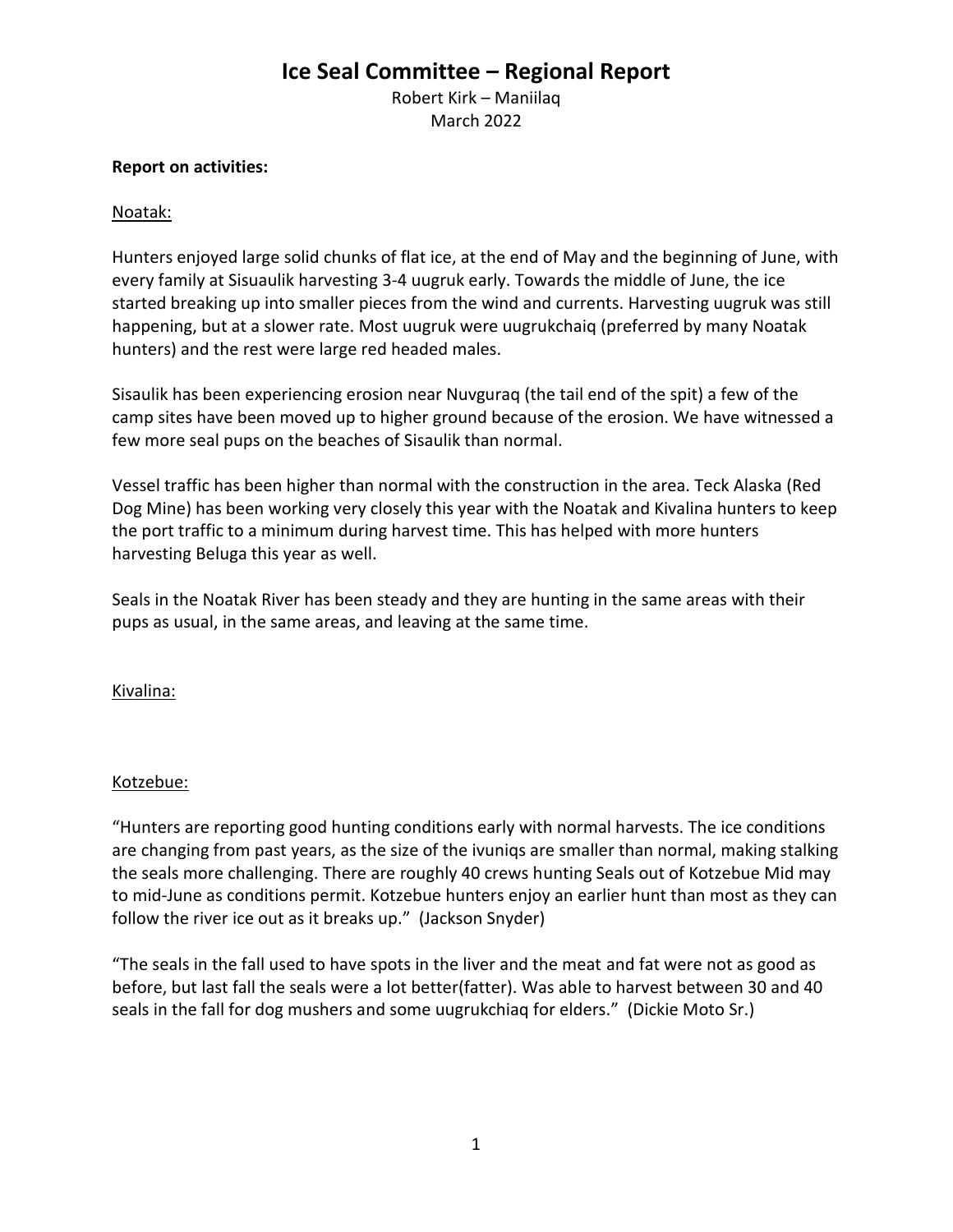# Ice Seal Committee – Regional Report

Robert Kirk – Maniilaq
March 2022

**Report on activities:**

Noatak:

Hunters enjoyed large solid chunks of flat ice, at the end of May and the beginning of June, with every family at Sisuaulik harvesting 3-4 uugruk early. Towards the middle of June, the ice started breaking up into smaller pieces from the wind and currents. Harvesting uugruk was still happening, but at a slower rate. Most uugruk were uugrukchaiq (preferred by many Noatak hunters) and the rest were large red headed males.

Sisaulik has been experiencing erosion near Nuvguraq (the tail end of the spit) a few of the camp sites have been moved up to higher ground because of the erosion. We have witnessed a few more seal pups on the beaches of Sisaulik than normal.

Vessel traffic has been higher than normal with the construction in the area. Teck Alaska (Red Dog Mine) has been working very closely this year with the Noatak and Kivalina hunters to keep the port traffic to a minimum during harvest time. This has helped with more hunters harvesting Beluga this year as well.

Seals in the Noatak River has been steady and they are hunting in the same areas with their pups as usual, in the same areas, and leaving at the same time.

Kivalina:

Kotzebue:

"Hunters are reporting good hunting conditions early with normal harvests. The ice conditions are changing from past years, as the size of the ivuniqs are smaller than normal, making stalking the seals more challenging. There are roughly 40 crews hunting Seals out of Kotzebue Mid may to mid-June as conditions permit. Kotzebue hunters enjoy an earlier hunt than most as they can follow the river ice out as it breaks up." (Jackson Snyder)

"The seals in the fall used to have spots in the liver and the meat and fat were not as good as before, but last fall the seals were a lot better(fatter). Was able to harvest between 30 and 40 seals in the fall for dog mushers and some uugrukchiaq for elders." (Dickie Moto Sr.)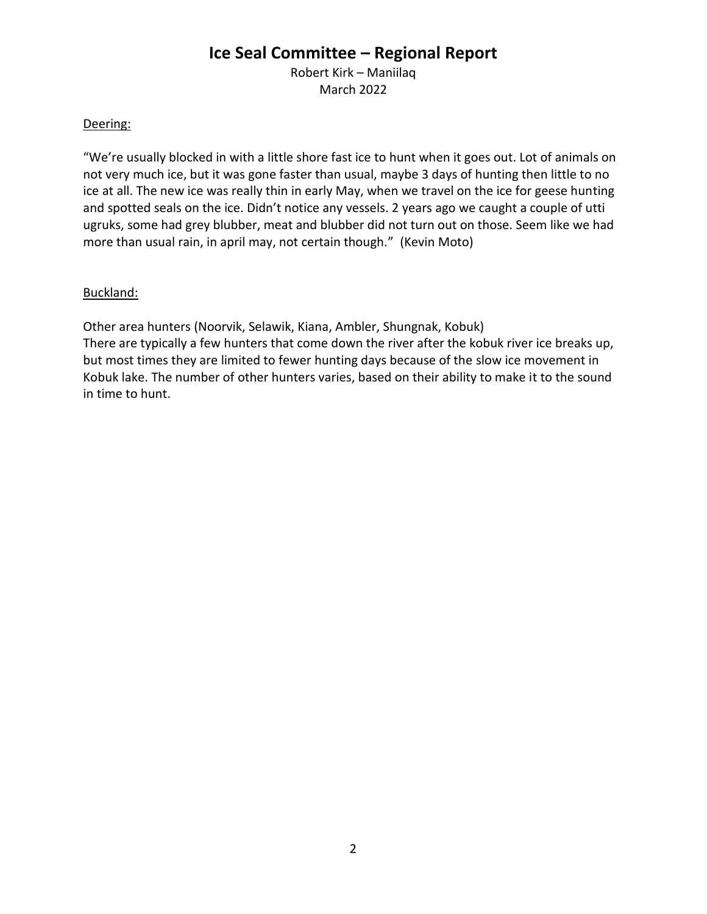# Ice Seal Committee – Regional Report

Robert Kirk – Maniilaq
March 2022

Deering:

"We're usually blocked in with a little shore fast ice to hunt when it goes out. Lot of animals on not very much ice, but it was gone faster than usual, maybe 3 days of hunting then little to no ice at all. The new ice was really thin in early May, when we travel on the ice for geese hunting and spotted seals on the ice. Didn't notice any vessels. 2 years ago we caught a couple of utti ugruks, some had grey blubber, meat and blubber did not turn out on those. Seem like we had more than usual rain, in april may, not certain though." (Kevin Moto)

Buckland:

Other area hunters (Noorvik, Selawik, Kiana, Ambler, Shungnak, Kobuk)
There are typically a few hunters that come down the river after the kobuk river ice breaks up, but most times they are limited to fewer hunting days because of the slow ice movement in Kobuk lake. The number of other hunters varies, based on their ability to make it to the sound in time to hunt.